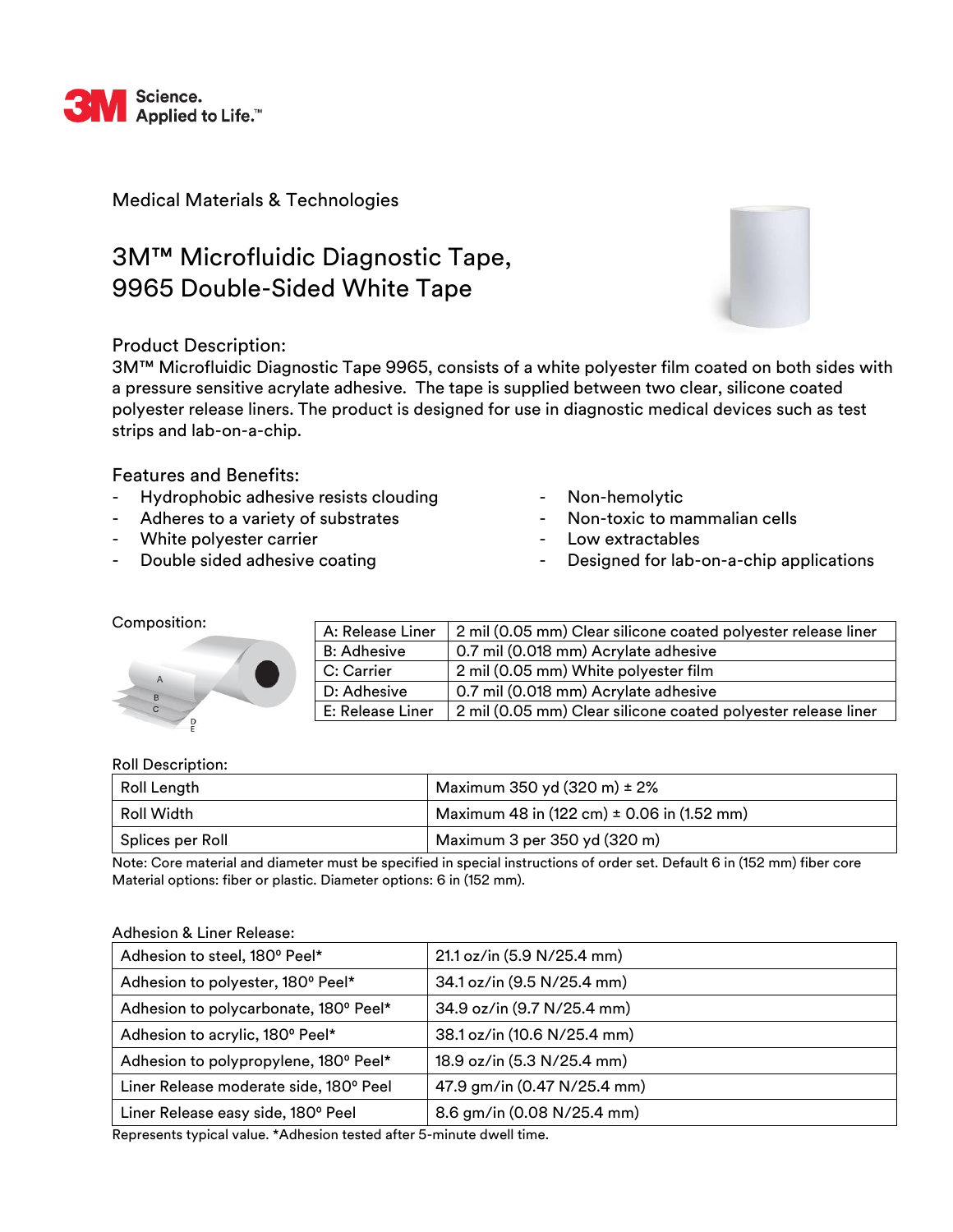3M Science. Applied to Life.™

Medical Materials & Technologies

# 3M™ Microfluidic Diagnostic Tape, 9965 Double-Sided White Tape

## Product Description:

3M™ Microfluidic Diagnostic Tape 9965, consists of a white polyester film coated on both sides with a pressure sensitive acrylate adhesive. The tape is supplied between two clear, silicone coated polyester release liners. The product is designed for use in diagnostic medical devices such as test strips and lab-on-a-chip.

## Features and Benefits:

- Hydrophobic adhesive resists clouding
- Adheres to a variety of substrates
- White polyester carrier
- Double sided adhesive coating
- Non-hemolytic
- Non-toxic to mammalian cells
- Low extractables
- Designed for lab-on-a-chip applications

Composition:

| Layer | Description |
|---|---|
| A: Release Liner | 2 mil (0.05 mm) Clear silicone coated polyester release liner |
| B: Adhesive | 0.7 mil (0.018 mm) Acrylate adhesive |
| C: Carrier | 2 mil (0.05 mm) White polyester film |
| D: Adhesive | 0.7 mil (0.018 mm) Acrylate adhesive |
| E: Release Liner | 2 mil (0.05 mm) Clear silicone coated polyester release liner |

Roll Description:

| Property | Value |
|---|---|
| Roll Length | Maximum 350 yd (320 m) ± 2% |
| Roll Width | Maximum 48 in (122 cm) ± 0.06 in (1.52 mm) |
| Splices per Roll | Maximum 3 per 350 yd (320 m) |

Note: Core material and diameter must be specified in special instructions of order set. Default 6 in (152 mm) fiber core Material options: fiber or plastic. Diameter options: 6 in (152 mm).

Adhesion & Liner Release:

| Property | Value |
|---|---|
| Adhesion to steel, 180° Peel* | 21.1 oz/in (5.9 N/25.4 mm) |
| Adhesion to polyester, 180° Peel* | 34.1 oz/in (9.5 N/25.4 mm) |
| Adhesion to polycarbonate, 180° Peel* | 34.9 oz/in (9.7 N/25.4 mm) |
| Adhesion to acrylic, 180° Peel* | 38.1 oz/in (10.6 N/25.4 mm) |
| Adhesion to polypropylene, 180° Peel* | 18.9 oz/in (5.3 N/25.4 mm) |
| Liner Release moderate side, 180° Peel | 47.9 gm/in (0.47 N/25.4 mm) |
| Liner Release easy side, 180° Peel | 8.6 gm/in (0.08 N/25.4 mm) |

Represents typical value. *Adhesion tested after 5-minute dwell time.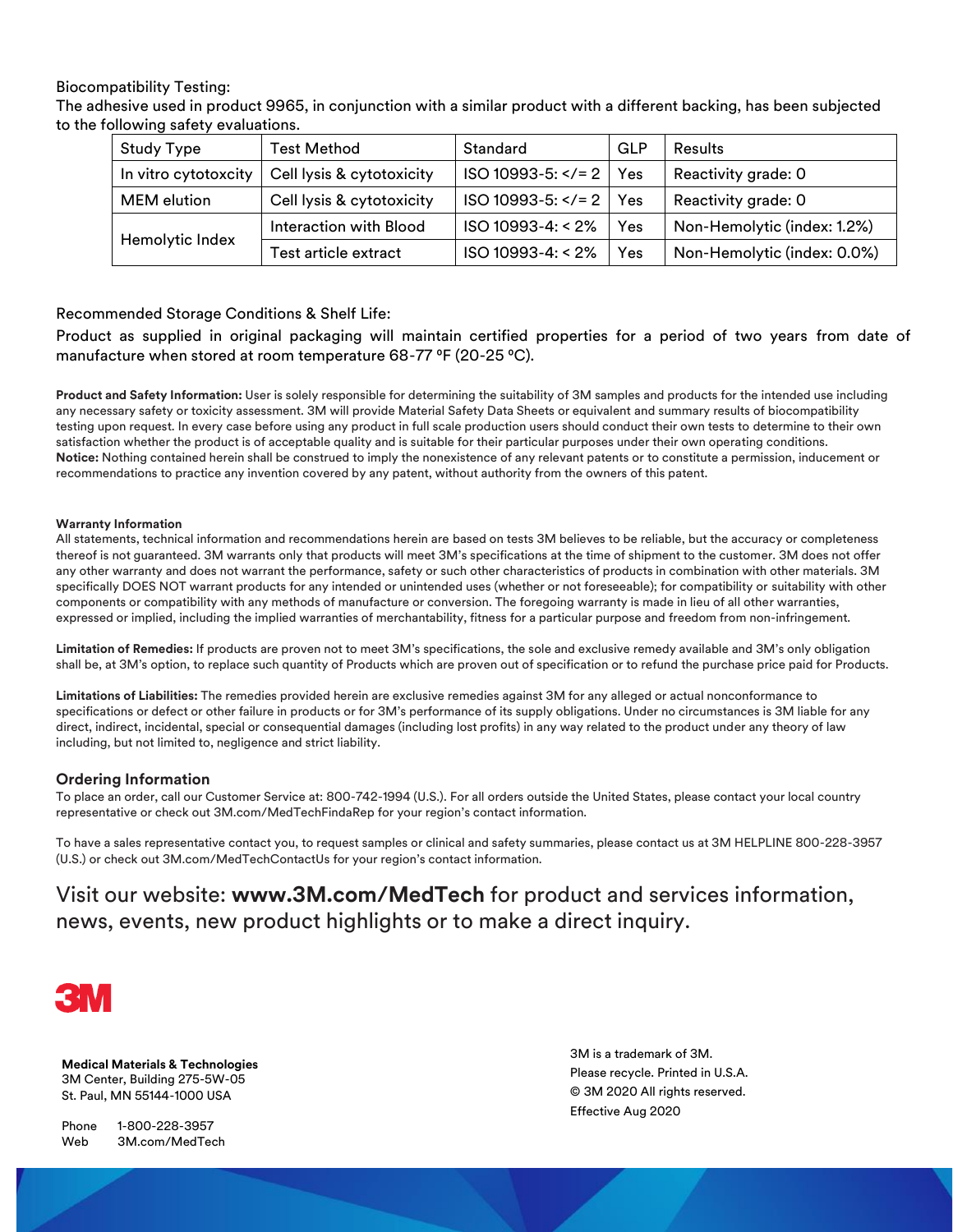Biocompatibility Testing:

The adhesive used in product 9965, in conjunction with a similar product with a different backing, has been subjected to the following safety evaluations.

| Study Type | Test Method | Standard | GLP | Results |
|---|---|---|---|---|
| In vitro cytotoxcity | Cell lysis & cytotoxicity | ISO 10993-5: </= 2 | Yes | Reactivity grade: 0 |
| MEM elution | Cell lysis & cytotoxicity | ISO 10993-5: </= 2 | Yes | Reactivity grade: 0 |
| Hemolytic Index | Interaction with Blood | ISO 10993-4: < 2% | Yes | Non-Hemolytic (index: 1.2%) |
| | Test article extract | ISO 10993-4: < 2% | Yes | Non-Hemolytic (index: 0.0%) |

Recommended Storage Conditions & Shelf Life:

Product as supplied in original packaging will maintain certified properties for a period of two years from date of manufacture when stored at room temperature 68-77 ºF (20-25 ºC).

**Product and Safety Information:** User is solely responsible for determining the suitability of 3M samples and products for the intended use including any necessary safety or toxicity assessment. 3M will provide Material Safety Data Sheets or equivalent and summary results of biocompatibility testing upon request. In every case before using any product in full scale production users should conduct their own tests to determine to their own satisfaction whether the product is of acceptable quality and is suitable for their particular purposes under their own operating conditions.
**Notice:** Nothing contained herein shall be construed to imply the nonexistence of any relevant patents or to constitute a permission, inducement or recommendations to practice any invention covered by any patent, without authority from the owners of this patent.

**Warranty Information**

All statements, technical information and recommendations herein are based on tests 3M believes to be reliable, but the accuracy or completeness thereof is not guaranteed. 3M warrants only that products will meet 3M's specifications at the time of shipment to the customer. 3M does not offer any other warranty and does not warrant the performance, safety or such other characteristics of products in combination with other materials. 3M specifically DOES NOT warrant products for any intended or unintended uses (whether or not foreseeable); for compatibility or suitability with other components or compatibility with any methods of manufacture or conversion. The foregoing warranty is made in lieu of all other warranties, expressed or implied, including the implied warranties of merchantability, fitness for a particular purpose and freedom from non-infringement.

**Limitation of Remedies:** If products are proven not to meet 3M's specifications, the sole and exclusive remedy available and 3M's only obligation shall be, at 3M's option, to replace such quantity of Products which are proven out of specification or to refund the purchase price paid for Products.

**Limitations of Liabilities:** The remedies provided herein are exclusive remedies against 3M for any alleged or actual nonconformance to specifications or defect or other failure in products or for 3M's performance of its supply obligations. Under no circumstances is 3M liable for any direct, indirect, incidental, special or consequential damages (including lost profits) in any way related to the product under any theory of law including, but not limited to, negligence and strict liability.

## Ordering Information

To place an order, call our Customer Service at: 800-742-1994 (U.S.). For all orders outside the United States, please contact your local country representative or check out 3M.com/MedTechFindaRep for your region's contact information.

To have a sales representative contact you, to request samples or clinical and safety summaries, please contact us at 3M HELPLINE 800-228-3957 (U.S.) or check out 3M.com/MedTechContactUs for your region's contact information.

Visit our website: **www.3M.com/MedTech** for product and services information, news, events, new product highlights or to make a direct inquiry.

3M

**Medical Materials & Technologies**
3M Center, Building 275-5W-05
St. Paul, MN 55144-1000 USA

Phone 1-800-228-3957
Web 3M.com/MedTech

3M is a trademark of 3M.
Please recycle. Printed in U.S.A.
© 3M 2020 All rights reserved.
Effective Aug 2020